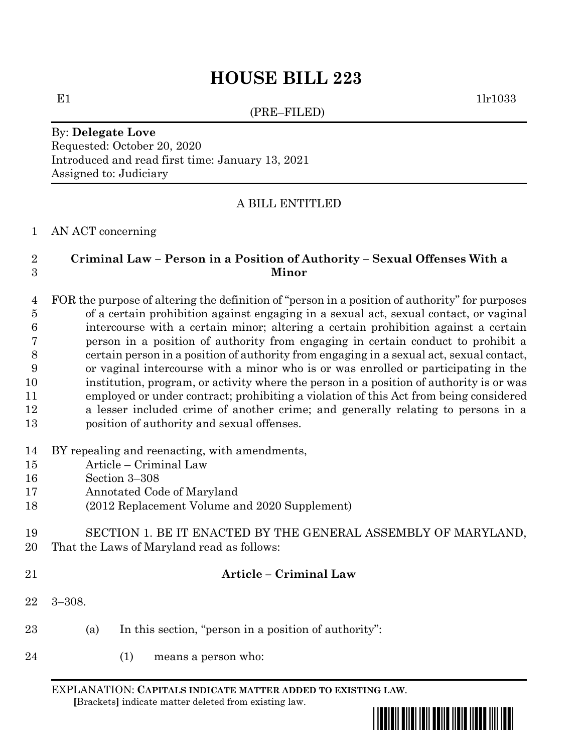# HOUSE BILL 223

E1 1lr1033

(PRE–FILED)

By: **Delegate Love**
Requested: October 20, 2020
Introduced and read first time: January 13, 2021
Assigned to: Judiciary

A BILL ENTITLED

1 AN ACT concerning

2 **Criminal Law – Person in a Position of Authority – Sexual Offenses With a**
3 **Minor**

4 FOR the purpose of altering the definition of "person in a position of authority" for purposes
5 of a certain prohibition against engaging in a sexual act, sexual contact, or vaginal
6 intercourse with a certain minor; altering a certain prohibition against a certain
7 person in a position of authority from engaging in certain conduct to prohibit a
8 certain person in a position of authority from engaging in a sexual act, sexual contact,
9 or vaginal intercourse with a minor who is or was enrolled or participating in the
10 institution, program, or activity where the person in a position of authority is or was
11 employed or under contract; prohibiting a violation of this Act from being considered
12 a lesser included crime of another crime; and generally relating to persons in a
13 position of authority and sexual offenses.

14 BY repealing and reenacting, with amendments,
15 Article – Criminal Law
16 Section 3–308
17 Annotated Code of Maryland
18 (2012 Replacement Volume and 2020 Supplement)

19 SECTION 1. BE IT ENACTED BY THE GENERAL ASSEMBLY OF MARYLAND,
20 That the Laws of Maryland read as follows:

21 **Article – Criminal Law**

22 3–308.

23 (a) In this section, "person in a position of authority":

24 (1) means a person who:

EXPLANATION: **CAPITALS INDICATE MATTER ADDED TO EXISTING LAW**.
**[**Brackets**]** indicate matter deleted from existing law.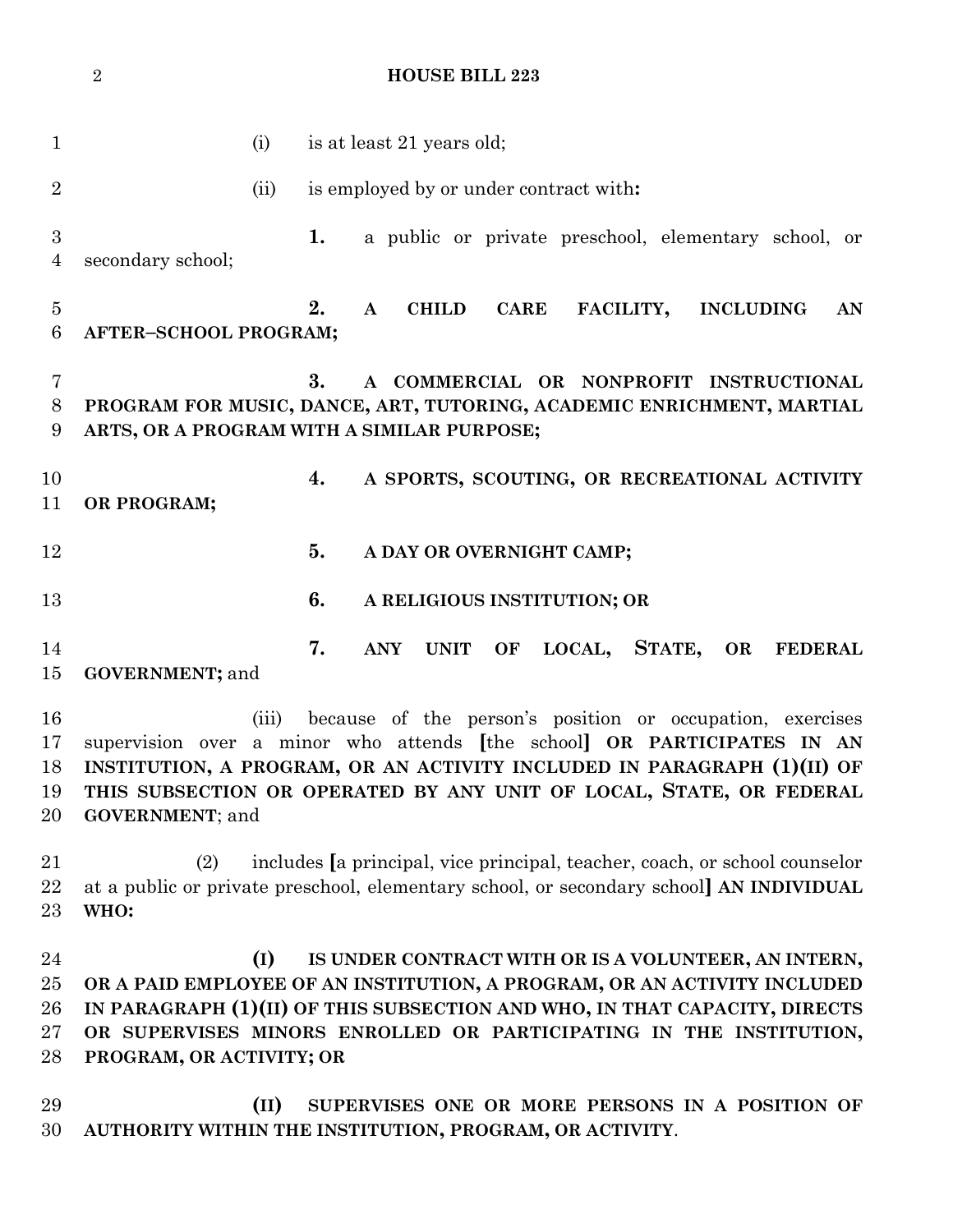(i) is at least 21 years old;

(ii) is employed by or under contract with**:**

**1.** a public or private preschool, elementary school, or secondary school;

**2. A CHILD CARE FACILITY, INCLUDING AN AFTER–SCHOOL PROGRAM;**

**3. A COMMERCIAL OR NONPROFIT INSTRUCTIONAL PROGRAM FOR MUSIC, DANCE, ART, TUTORING, ACADEMIC ENRICHMENT, MARTIAL ARTS, OR A PROGRAM WITH A SIMILAR PURPOSE;**

**4. A SPORTS, SCOUTING, OR RECREATIONAL ACTIVITY OR PROGRAM;**

**5. A DAY OR OVERNIGHT CAMP;**

**6. A RELIGIOUS INSTITUTION; OR**

**7. ANY UNIT OF LOCAL, STATE, OR FEDERAL GOVERNMENT;** and

(iii) because of the person's position or occupation, exercises supervision over a minor who attends **[**the school**] OR PARTICIPATES IN AN INSTITUTION, A PROGRAM, OR AN ACTIVITY INCLUDED IN PARAGRAPH (1)(II) OF THIS SUBSECTION OR OPERATED BY ANY UNIT OF LOCAL, STATE, OR FEDERAL GOVERNMENT**; and

(2) includes **[**a principal, vice principal, teacher, coach, or school counselor at a public or private preschool, elementary school, or secondary school**] AN INDIVIDUAL WHO:**

**(I) IS UNDER CONTRACT WITH OR IS A VOLUNTEER, AN INTERN, OR A PAID EMPLOYEE OF AN INSTITUTION, A PROGRAM, OR AN ACTIVITY INCLUDED IN PARAGRAPH (1)(II) OF THIS SUBSECTION AND WHO, IN THAT CAPACITY, DIRECTS OR SUPERVISES MINORS ENROLLED OR PARTICIPATING IN THE INSTITUTION, PROGRAM, OR ACTIVITY; OR**

**(II) SUPERVISES ONE OR MORE PERSONS IN A POSITION OF AUTHORITY WITHIN THE INSTITUTION, PROGRAM, OR ACTIVITY**.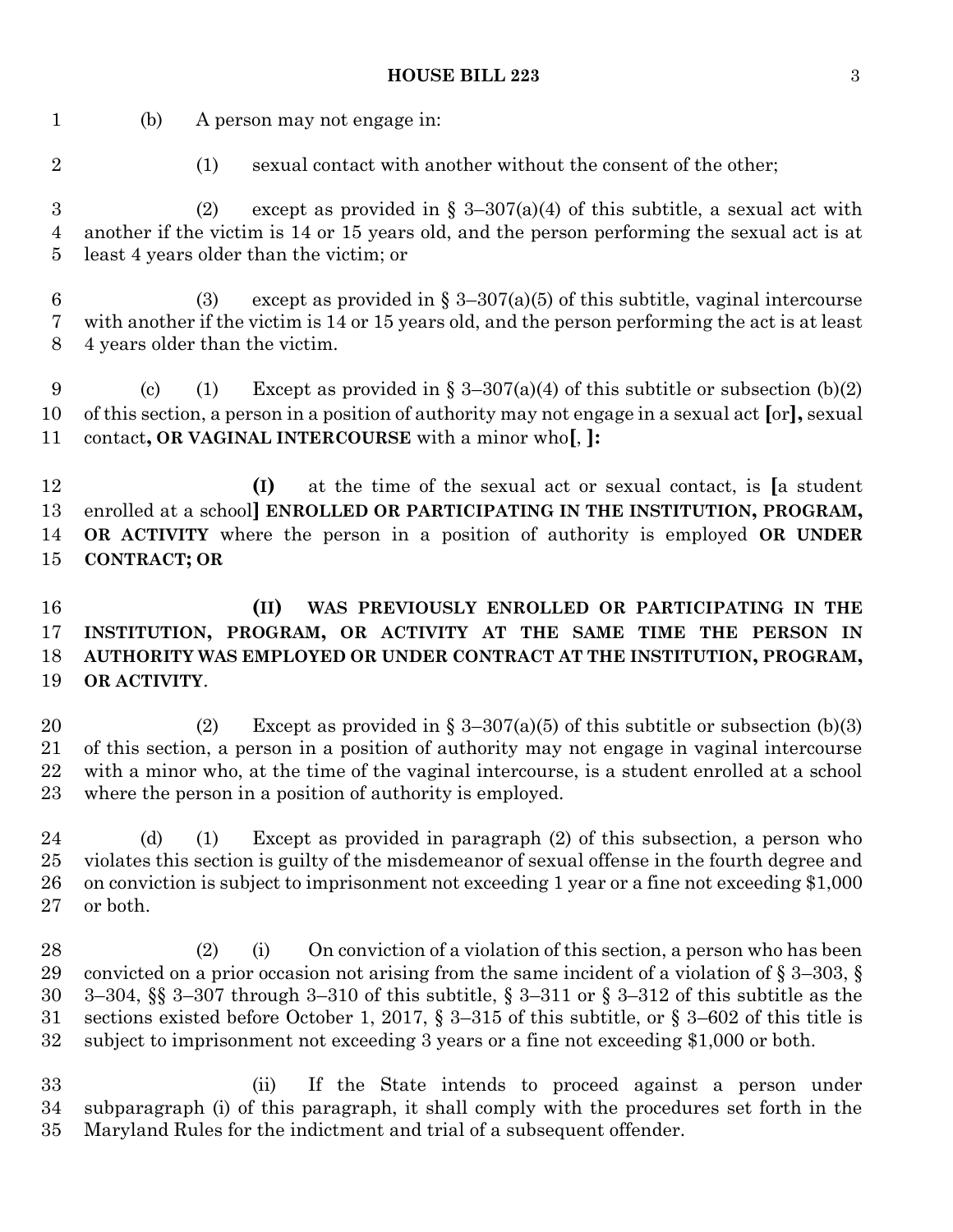(b) A person may not engage in:

(1) sexual contact with another without the consent of the other;

(2) except as provided in § 3–307(a)(4) of this subtitle, a sexual act with another if the victim is 14 or 15 years old, and the person performing the sexual act is at least 4 years older than the victim; or

(3) except as provided in § 3–307(a)(5) of this subtitle, vaginal intercourse with another if the victim is 14 or 15 years old, and the person performing the act is at least 4 years older than the victim.

(c) (1) Except as provided in § 3–307(a)(4) of this subtitle or subsection (b)(2) of this section, a person in a position of authority may not engage in a sexual act **[**or**],** sexual contact**, OR VAGINAL INTERCOURSE** with a minor who**[**, **]:**

**(I)** at the time of the sexual act or sexual contact, is **[**a student enrolled at a school**]** **ENROLLED OR PARTICIPATING IN THE INSTITUTION, PROGRAM, OR ACTIVITY** where the person in a position of authority is employed **OR UNDER CONTRACT; OR**

**(II) WAS PREVIOUSLY ENROLLED OR PARTICIPATING IN THE INSTITUTION, PROGRAM, OR ACTIVITY AT THE SAME TIME THE PERSON IN AUTHORITY WAS EMPLOYED OR UNDER CONTRACT AT THE INSTITUTION, PROGRAM, OR ACTIVITY**.

(2) Except as provided in § 3–307(a)(5) of this subtitle or subsection (b)(3) of this section, a person in a position of authority may not engage in vaginal intercourse with a minor who, at the time of the vaginal intercourse, is a student enrolled at a school where the person in a position of authority is employed.

(d) (1) Except as provided in paragraph (2) of this subsection, a person who violates this section is guilty of the misdemeanor of sexual offense in the fourth degree and on conviction is subject to imprisonment not exceeding 1 year or a fine not exceeding $1,000 or both.

(2) (i) On conviction of a violation of this section, a person who has been convicted on a prior occasion not arising from the same incident of a violation of § 3–303, § 3–304, §§ 3–307 through 3–310 of this subtitle, § 3–311 or § 3–312 of this subtitle as the sections existed before October 1, 2017, § 3–315 of this subtitle, or § 3–602 of this title is subject to imprisonment not exceeding 3 years or a fine not exceeding $1,000 or both.

(ii) If the State intends to proceed against a person under subparagraph (i) of this paragraph, it shall comply with the procedures set forth in the Maryland Rules for the indictment and trial of a subsequent offender.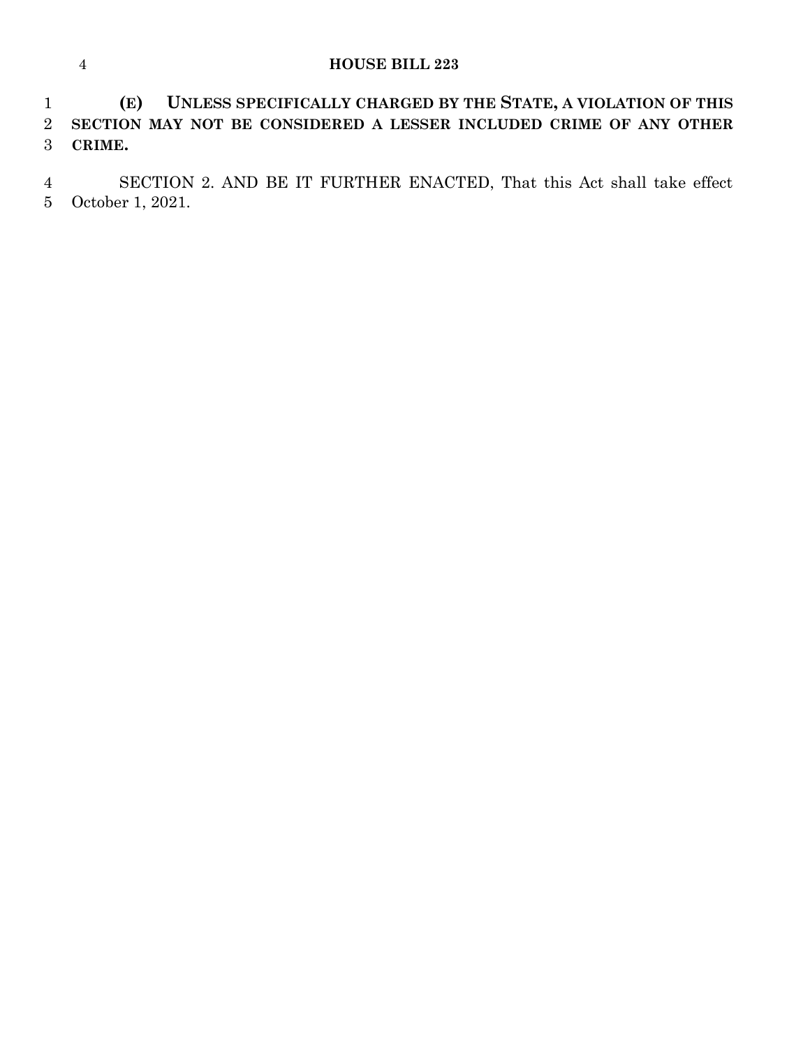**(E) UNLESS SPECIFICALLY CHARGED BY THE STATE, A VIOLATION OF THIS SECTION MAY NOT BE CONSIDERED A LESSER INCLUDED CRIME OF ANY OTHER CRIME.**

SECTION 2. AND BE IT FURTHER ENACTED, That this Act shall take effect October 1, 2021.